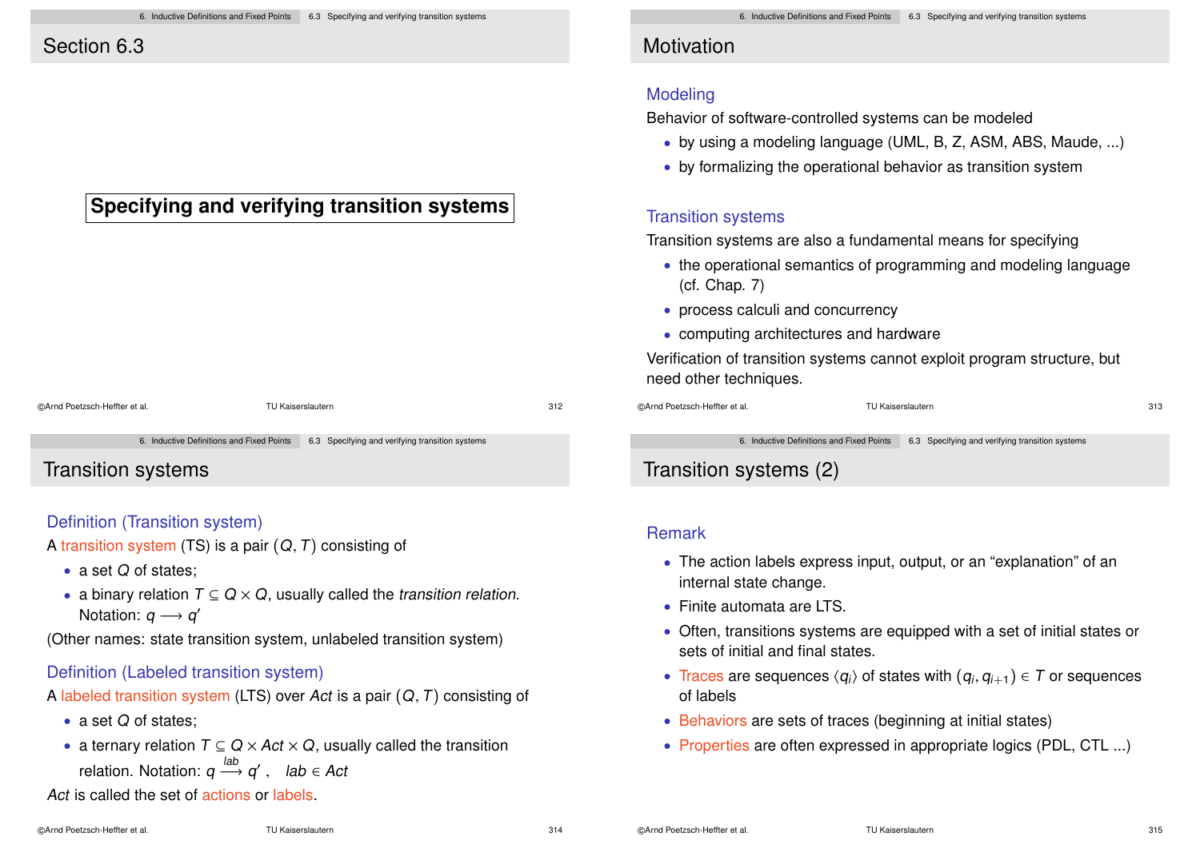# Section 6.3

**Specifying and verifying transition systems**

## Motivation

### Modeling

Behavior of software-controlled systems can be modeled

- by using a modeling language (UML, B, Z, ASM, ABS, Maude, ...)
- by formalizing the operational behavior as transition system

### Transition systems

Transition systems are also a fundamental means for specifying

- the operational semantics of programming and modeling language (cf. Chap. 7)
- process calculi and concurrency
- computing architectures and hardware

Verification of transition systems cannot exploit program structure, but need other techniques.

## Transition systems

### Definition (Transition system)

A transition system (TS) is a pair $(Q, T)$ consisting of

- a set $Q$ of states;
- a binary relation $T \subseteq Q \times Q$, usually called the *transition relation*. Notation: $q \longrightarrow q'$

(Other names: state transition system, unlabeled transition system)

### Definition (Labeled transition system)

A labeled transition system (LTS) over *Act* is a pair $(Q, T)$ consisting of

- a set $Q$ of states;
- a ternary relation $T \subseteq Q \times Act \times Q$, usually called the transition relation. Notation: $q \xrightarrow{lab} q'$ , $lab \in Act$

*Act* is called the set of actions or labels.

## Transition systems (2)

### Remark

- The action labels express input, output, or an "explanation" of an internal state change.
- Finite automata are LTS.
- Often, transitions systems are equipped with a set of initial states or sets of initial and final states.
- Traces are sequences $\langle q_i \rangle$ of states with $(q_i, q_{i+1}) \in T$ or sequences of labels
- Behaviors are sets of traces (beginning at initial states)
- Properties are often expressed in appropriate logics (PDL, CTL ...)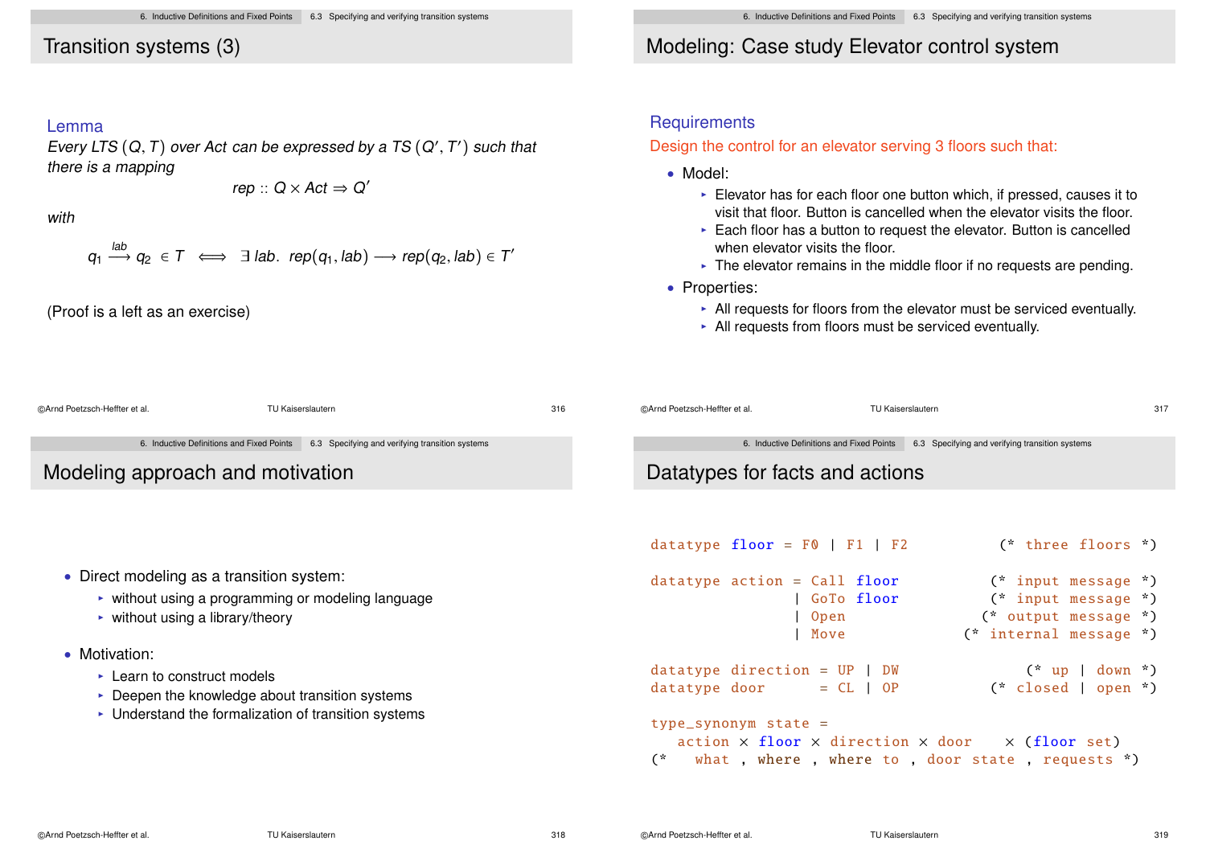## Transition systems (3)

**Lemma**

*Every LTS $(Q, T)$ over Act can be expressed by a TS $(Q', T')$ such that there is a mapping*

$$rep :: Q \times Act \Rightarrow Q'$$

*with*

$$q_1 \stackrel{lab}{\longrightarrow} q_2 \in T \iff \exists\, lab.\ rep(q_1, lab) \longrightarrow rep(q_2, lab) \in T'$$

(Proof is a left as an exercise)

## Modeling: Case study Elevator control system

**Requirements**

Design the control for an elevator serving 3 floors such that:

- Model:
  - Elevator has for each floor one button which, if pressed, causes it to visit that floor. Button is cancelled when the elevator visits the floor.
  - Each floor has a button to request the elevator. Button is cancelled when elevator visits the floor.
  - The elevator remains in the middle floor if no requests are pending.
- Properties:
  - All requests for floors from the elevator must be serviced eventually.
  - All requests from floors must be serviced eventually.

## Modeling approach and motivation

- Direct modeling as a transition system:
  - without using a programming or modeling language
  - without using a library/theory
- Motivation:
  - Learn to construct models
  - Deepen the knowledge about transition systems
  - Understand the formalization of transition systems

## Datatypes for facts and actions

```
datatype floor = F0 | F1 | F2             (* three floors *)

datatype action = Call floor             (* input message *)
                | GoTo floor             (* input message *)
                | Open                  (* output message *)
                | Move                (* internal message *)

datatype direction = UP | DW                   (* up | down *)
datatype door      = CL | OP               (* closed | open *)

type_synonym state =
   action × floor × direction × door    × (floor set)
(*   what , where , where to , door state , requests *)
```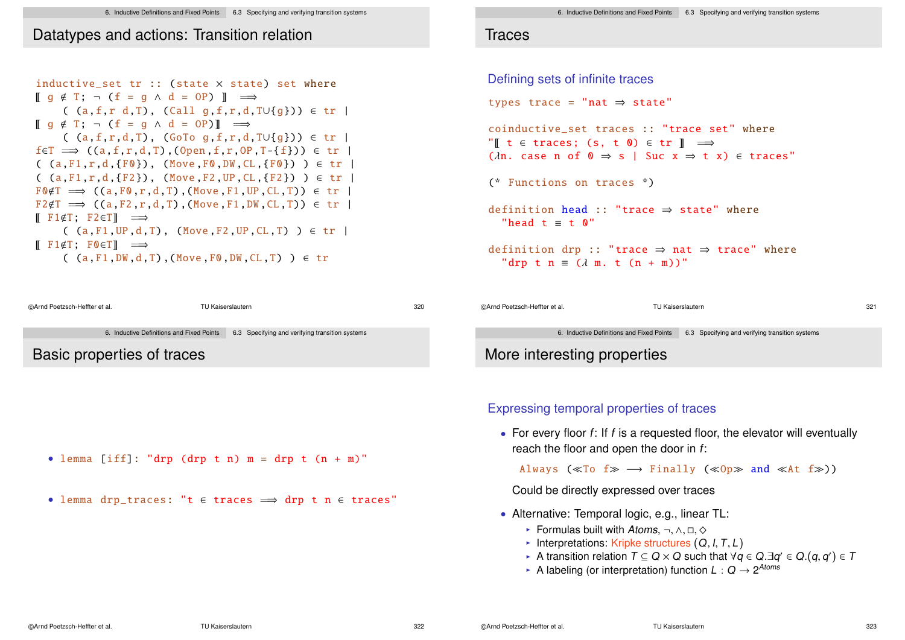## Datatypes and actions: Transition relation

```
inductive_set tr :: (state × state) set where
⟦ g ∉ T; ¬ (f = g ∧ d = OP) ⟧  ⟹
    ( (a,f,r d,T), (Call g,f,r,d,T∪{g})) ∈ tr |
⟦ g ∉ T; ¬ (f = g ∧ d = OP)⟧  ⟹
    ( (a,f,r,d,T), (GoTo g,f,r,d,T∪{g})) ∈ tr |
f∈T ⟹ ((a,f,r,d,T),(Open,f,r,OP,T-{f})) ∈ tr |
( (a,F1,r,d,{F0}), (Move,F0,DW,CL,{F0}) ) ∈ tr |
( (a,F1,r,d,{F2}), (Move,F2,UP,CL,{F2}) ) ∈ tr |
F0∉T ⟹ ((a,F0,r,d,T),(Move,F1,UP,CL,T)) ∈ tr |
F2∉T ⟹ ((a,F2,r,d,T),(Move,F1,DW,CL,T)) ∈ tr |
⟦ F1∉T; F2∈T⟧  ⟹
    ( (a,F1,UP,d,T), (Move,F2,UP,CL,T) ) ∈ tr |
⟦ F1∉T; F0∈T⟧  ⟹
    ( (a,F1,DW,d,T),(Move,F0,DW,CL,T) ) ∈ tr
```

## Traces

### Defining sets of infinite traces

```
types trace = "nat ⇒ state"

coinductive_set traces :: "trace set" where
"⟦ t ∈ traces; (s, t 0) ∈ tr ⟧  ⟹
(λn. case n of 0 ⇒ s | Suc x ⇒ t x) ∈ traces"

(* Functions on traces *)

definition head :: "trace ⇒ state" where
  "head t ≡ t 0"

definition drp :: "trace ⇒ nat ⇒ trace" where
  "drp t n ≡ (λ m. t (n + m))"
```

## Basic properties of traces

- `lemma [iff]: "drp (drp t n) m = drp t (n + m)"`
- `lemma drp_traces: "t ∈ traces ⟹ drp t n ∈ traces"`

## More interesting properties

### Expressing temporal properties of traces

- For every floor $f$: If $f$ is a requested floor, the elevator will eventually reach the floor and open the door in $f$:

  `Always (≪To f≫ ⟶ Finally (≪Op≫ and ≪At f≫))`

  Could be directly expressed over traces
- Alternative: Temporal logic, e.g., linear TL:
  - Formulas built with *Atoms*, $\neg, \wedge, \Box, \Diamond$
  - Interpretations: Kripke structures $(Q, I, T, L)$
  - A transition relation $T \subseteq Q \times Q$ such that $\forall q \in Q. \exists q' \in Q. (q, q') \in T$
  - A labeling (or interpretation) function $L : Q \rightarrow 2^{Atoms}$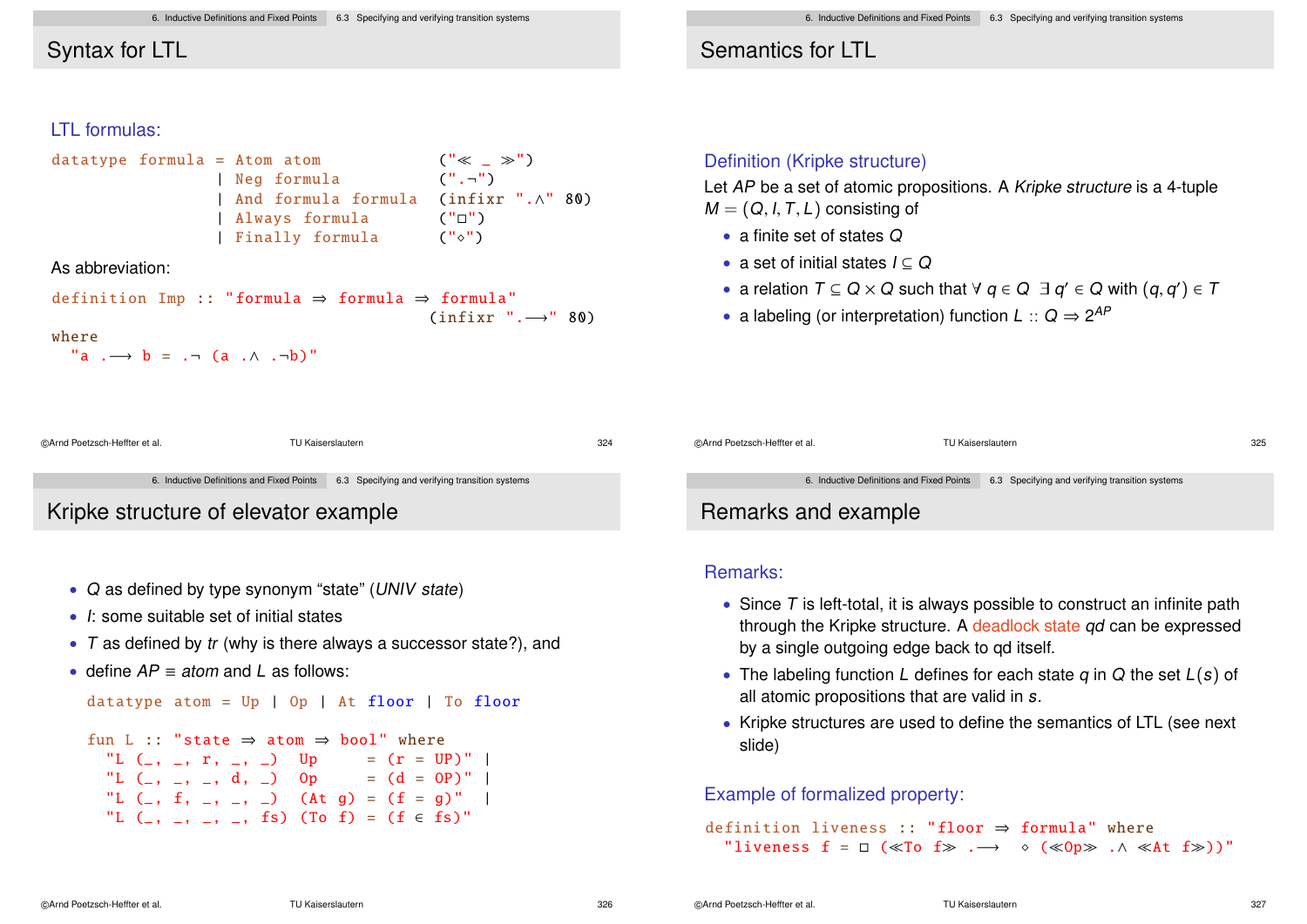## Syntax for LTL

### LTL formulas:

```
datatype formula = Atom atom              ("≪ _ ≫")
                 | Neg formula            (".¬")
                 | And formula formula    (infixr ".∧" 80)
                 | Always formula         ("□")
                 | Finally formula        ("◇")
```

As abbreviation:

```
definition Imp :: "formula ⇒ formula ⇒ formula"
                                           (infixr ".⟶" 80)
where
  "a .⟶ b = .¬ (a .∧ .¬b)"
```

## Semantics for LTL

### Definition (Kripke structure)

Let $AP$ be a set of atomic propositions. A *Kripke structure* is a 4-tuple $M = (Q, I, T, L)$ consisting of

- a finite set of states $Q$
- a set of initial states $I \subseteq Q$
- a relation $T \subseteq Q \times Q$ such that $\forall\, q \in Q \;\; \exists\, q' \in Q$ with $(q, q') \in T$
- a labeling (or interpretation) function $L :: Q \Rightarrow 2^{AP}$

## Kripke structure of elevator example

- $Q$ as defined by type synonym "state" (*UNIV state*)
- $I$: some suitable set of initial states
- $T$ as defined by *tr* (why is there always a successor state?), and
- define $AP \equiv$ *atom* and $L$ as follows:

```
datatype atom = Up | Op | At floor | To floor

fun L :: "state ⇒ atom ⇒ bool" where
  "L (_, _, r, _, _)  Up      = (r = UP)"  |
  "L (_, _, _, d, _)  Op      = (d = OP)"  |
  "L (_, f, _, _, _)  (At g)  = (f = g)"   |
  "L (_, _, _, _, fs) (To f)  = (f ∈ fs)"
```

## Remarks and example

### Remarks:

- Since $T$ is left-total, it is always possible to construct an infinite path through the Kripke structure. A deadlock state *qd* can be expressed by a single outgoing edge back to qd itself.
- The labeling function $L$ defines for each state $q$ in $Q$ the set $L(s)$ of all atomic propositions that are valid in $s$.
- Kripke structures are used to define the semantics of LTL (see next slide)

### Example of formalized property:

```
definition liveness :: "floor ⇒ formula" where
  "liveness f = □ (≪To f≫ .⟶  ◇ (≪Op≫ .∧ ≪At f≫))"
```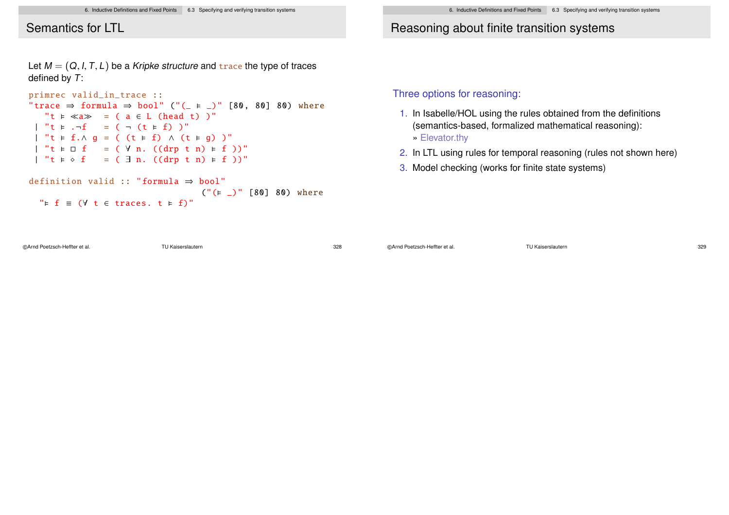## Semantics for LTL

Let $M = (Q, I, T, L)$ be a *Kripke structure* and `trace` the type of traces defined by $T$:

```
primrec valid_in_trace ::
"trace ⇒ formula ⇒ bool" ("(_ ⊨ _)" [80, 80] 80) where
   "t ⊨ ≪a≫   = ( a ∈ L (head t) )"
 | "t ⊨ .¬f   = ( ¬ (t ⊨ f) )"
 | "t ⊨ f.∧ g = ( (t ⊨ f) ∧ (t ⊨ g) )"
 | "t ⊨ □ f   = ( ∀ n. ((drp t n) ⊨ f ))"
 | "t ⊨ ◇ f   = ( ∃ n. ((drp t n) ⊨ f ))"

definition valid :: "formula ⇒ bool"
                                    ("(⊨ _)" [80] 80) where
  "⊨ f ≡ (∀ t ∈ traces. t ⊨ f)"
```

## Reasoning about finite transition systems

Three options for reasoning:

1. In Isabelle/HOL using the rules obtained from the definitions (semantics-based, formalized mathematical reasoning):
   » Elevator.thy
2. In LTL using rules for temporal reasoning (rules not shown here)
3. Model checking (works for finite state systems)